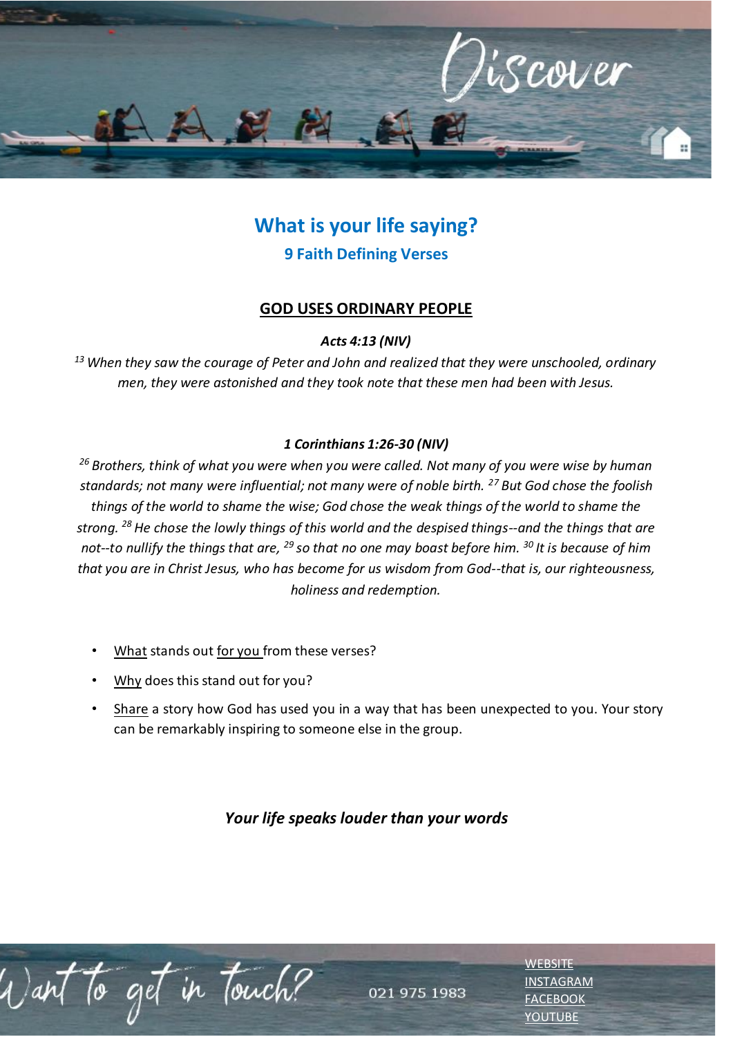Discover

# What is your life saying?

## 9 Faith Defining Verses

### GOD USES ORDINARY PEOPLE

***Acts 4:13 (NIV)***

*[13] When they saw the courage of Peter and John and realized that they were unschooled, ordinary men, they were astonished and they took note that these men had been with Jesus.*

***1 Corinthians 1:26-30 (NIV)***

*[26] Brothers, think of what you were when you were called. Not many of you were wise by human standards; not many were influential; not many were of noble birth. [27] But God chose the foolish things of the world to shame the wise; God chose the weak things of the world to shame the strong. [28] He chose the lowly things of this world and the despised things--and the things that are not--to nullify the things that are, [29] so that no one may boast before him. [30] It is because of him that you are in Christ Jesus, who has become for us wisdom from God--that is, our righteousness, holiness and redemption.*

- What stands out for you from these verses?
- Why does this stand out for you?
- Share a story how God has used you in a way that has been unexpected to you. Your story can be remarkably inspiring to someone else in the group.

***Your life speaks louder than your words***

Want to get in touch?

021 975 1983

WEBSITE
INSTAGRAM
FACEBOOK
YOUTUBE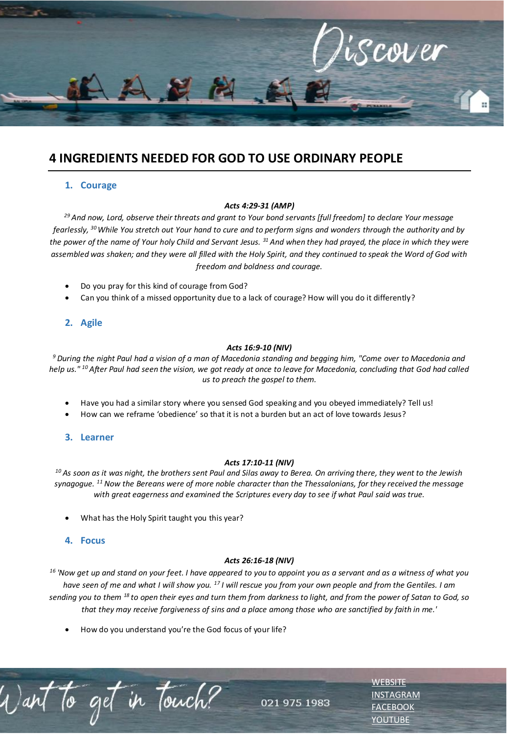Discover

# 4 INGREDIENTS NEEDED FOR GOD TO USE ORDINARY PEOPLE

## 1. Courage

***Acts 4:29-31 (AMP)***

*[29] And now, Lord, observe their threats and grant to Your bond servants [full freedom] to declare Your message fearlessly, [30] While You stretch out Your hand to cure and to perform signs and wonders through the authority and by the power of the name of Your holy Child and Servant Jesus. [31] And when they had prayed, the place in which they were assembled was shaken; and they were all filled with the Holy Spirit, and they continued to speak the Word of God with freedom and boldness and courage.*

- Do you pray for this kind of courage from God?
- Can you think of a missed opportunity due to a lack of courage? How will you do it differently?

## 2. Agile

***Acts 16:9-10 (NIV)***

*[9] During the night Paul had a vision of a man of Macedonia standing and begging him, "Come over to Macedonia and help us." [10] After Paul had seen the vision, we got ready at once to leave for Macedonia, concluding that God had called us to preach the gospel to them.*

- Have you had a similar story where you sensed God speaking and you obeyed immediately? Tell us!
- How can we reframe 'obedience' so that it is not a burden but an act of love towards Jesus?

## 3. Learner

***Acts 17:10-11 (NIV)***

*[10] As soon as it was night, the brothers sent Paul and Silas away to Berea. On arriving there, they went to the Jewish synagogue. [11] Now the Bereans were of more noble character than the Thessalonians, for they received the message with great eagerness and examined the Scriptures every day to see if what Paul said was true.*

- What has the Holy Spirit taught you this year?

## 4. Focus

***Acts 26:16-18 (NIV)***

*[16] 'Now get up and stand on your feet. I have appeared to you to appoint you as a servant and as a witness of what you have seen of me and what I will show you. [17] I will rescue you from your own people and from the Gentiles. I am sending you to them [18] to open their eyes and turn them from darkness to light, and from the power of Satan to God, so that they may receive forgiveness of sins and a place among those who are sanctified by faith in me.'*

- How do you understand you're the God focus of your life?

Want to get in touch?

021 975 1983

WEBSITE
INSTAGRAM
FACEBOOK
YOUTUBE